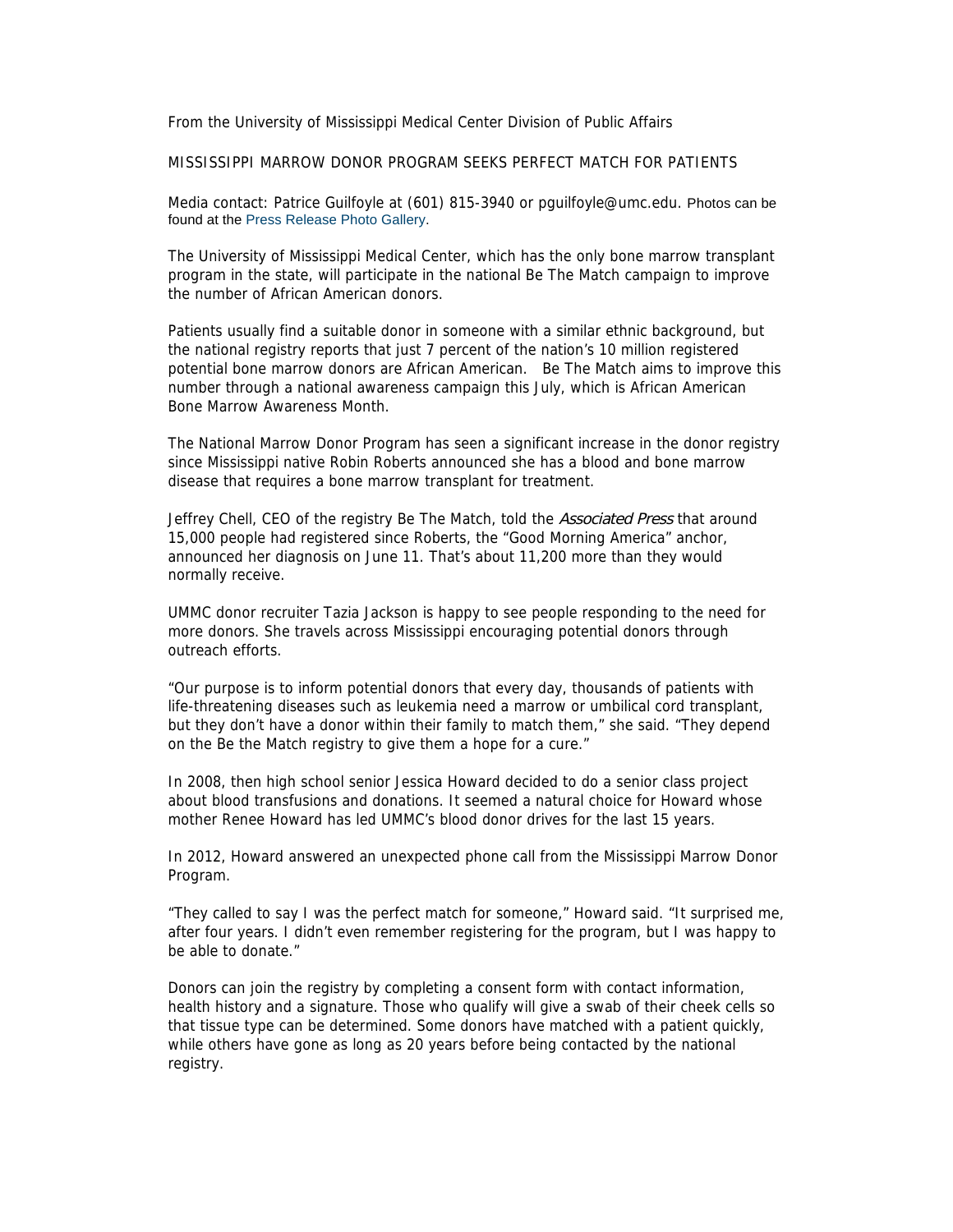From the University of Mississippi Medical Center Division of Public Affairs

# MISSISSIPPI MARROW DONOR PROGRAM SEEKS PERFECT MATCH FOR PATIENTS

Media contact: Patrice Guilfoyle at (601) 815-3940 or pguilfoyle@umc.edu. Photos can be found at the Press Release Photo Gallery.

The University of Mississippi Medical Center, which has the only bone marrow transplant program in the state, will participate in the national Be The Match campaign to improve the number of African American donors.

Patients usually find a suitable donor in someone with a similar ethnic background, but the national registry reports that just 7 percent of the nation's 10 million registered potential bone marrow donors are African American. Be The Match aims to improve this number through a national awareness campaign this July, which is African American Bone Marrow Awareness Month.

The National Marrow Donor Program has seen a significant increase in the donor registry since Mississippi native Robin Roberts announced she has a blood and bone marrow disease that requires a bone marrow transplant for treatment.

Jeffrey Chell, CEO of the registry Be The Match, told the *Associated Press* that around 15,000 people had registered since Roberts, the "Good Morning America" anchor, announced her diagnosis on June 11. That's about 11,200 more than they would normally receive.

UMMC donor recruiter Tazia Jackson is happy to see people responding to the need for more donors. She travels across Mississippi encouraging potential donors through outreach efforts.

"Our purpose is to inform potential donors that every day, thousands of patients with life-threatening diseases such as leukemia need a marrow or umbilical cord transplant, but they don't have a donor within their family to match them," she said. "They depend on the Be the Match registry to give them a hope for a cure."

In 2008, then high school senior Jessica Howard decided to do a senior class project about blood transfusions and donations. It seemed a natural choice for Howard whose mother Renee Howard has led UMMC's blood donor drives for the last 15 years.

In 2012, Howard answered an unexpected phone call from the Mississippi Marrow Donor Program.

"They called to say I was the perfect match for someone," Howard said. "It surprised me, after four years. I didn't even remember registering for the program, but I was happy to be able to donate."

Donors can join the registry by completing a consent form with contact information, health history and a signature. Those who qualify will give a swab of their cheek cells so that tissue type can be determined. Some donors have matched with a patient quickly, while others have gone as long as 20 years before being contacted by the national registry.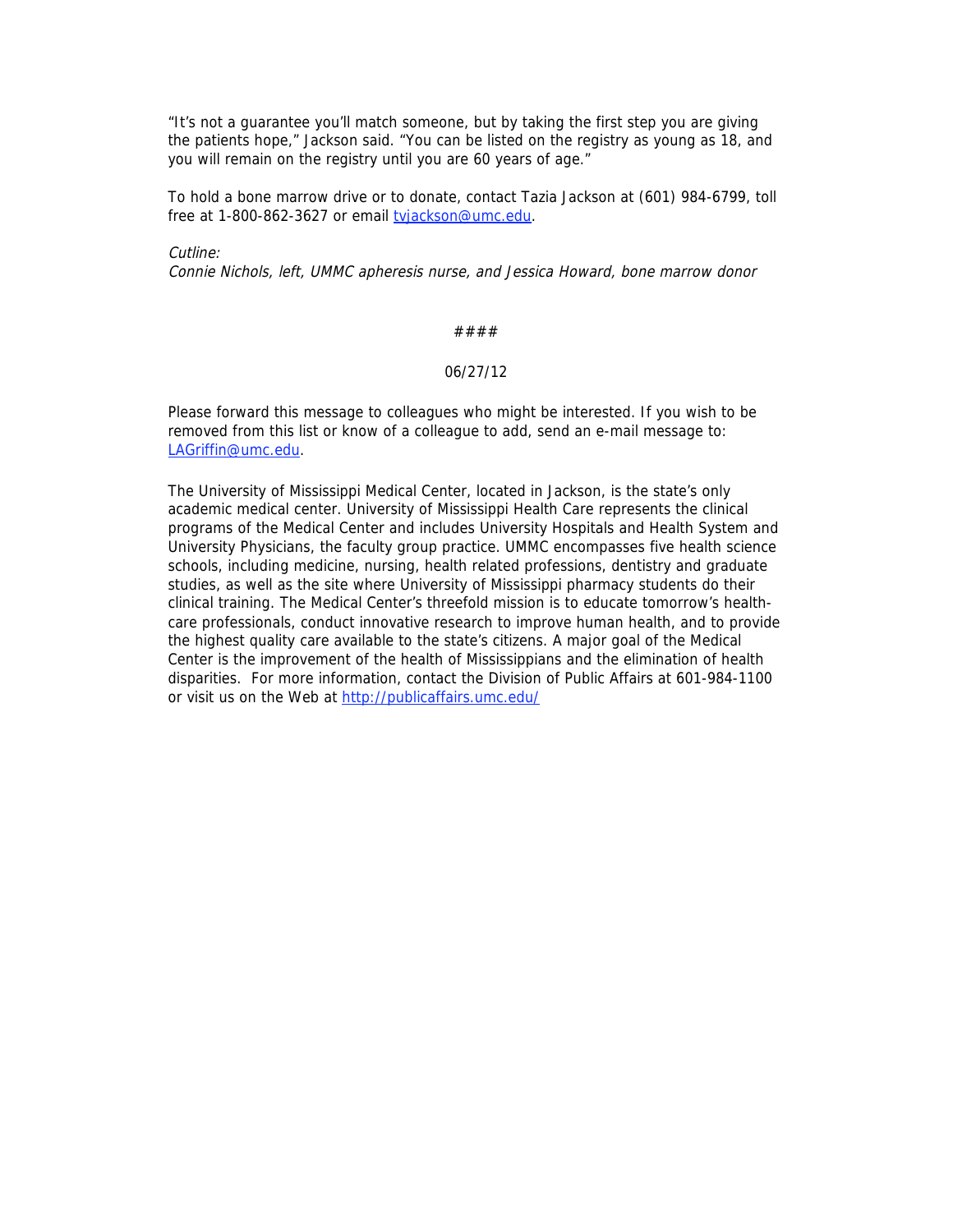"It's not a guarantee you'll match someone, but by taking the first step you are giving the patients hope," Jackson said. "You can be listed on the registry as young as 18, and you will remain on the registry until you are 60 years of age."

To hold a bone marrow drive or to donate, contact Tazia Jackson at (601) 984-6799, toll free at 1-800-862-3627 or email tvjackson@umc.edu.

*Cutline:*
*Connie Nichols, left, UMMC apheresis nurse, and Jessica Howard, bone marrow donor*

####

06/27/12

Please forward this message to colleagues who might be interested. If you wish to be removed from this list or know of a colleague to add, send an e-mail message to: LAGriffin@umc.edu.

The University of Mississippi Medical Center, located in Jackson, is the state's only academic medical center. University of Mississippi Health Care represents the clinical programs of the Medical Center and includes University Hospitals and Health System and University Physicians, the faculty group practice. UMMC encompasses five health science schools, including medicine, nursing, health related professions, dentistry and graduate studies, as well as the site where University of Mississippi pharmacy students do their clinical training. The Medical Center's threefold mission is to educate tomorrow's health-care professionals, conduct innovative research to improve human health, and to provide the highest quality care available to the state's citizens. A major goal of the Medical Center is the improvement of the health of Mississippians and the elimination of health disparities. For more information, contact the Division of Public Affairs at 601-984-1100 or visit us on the Web at http://publicaffairs.umc.edu/